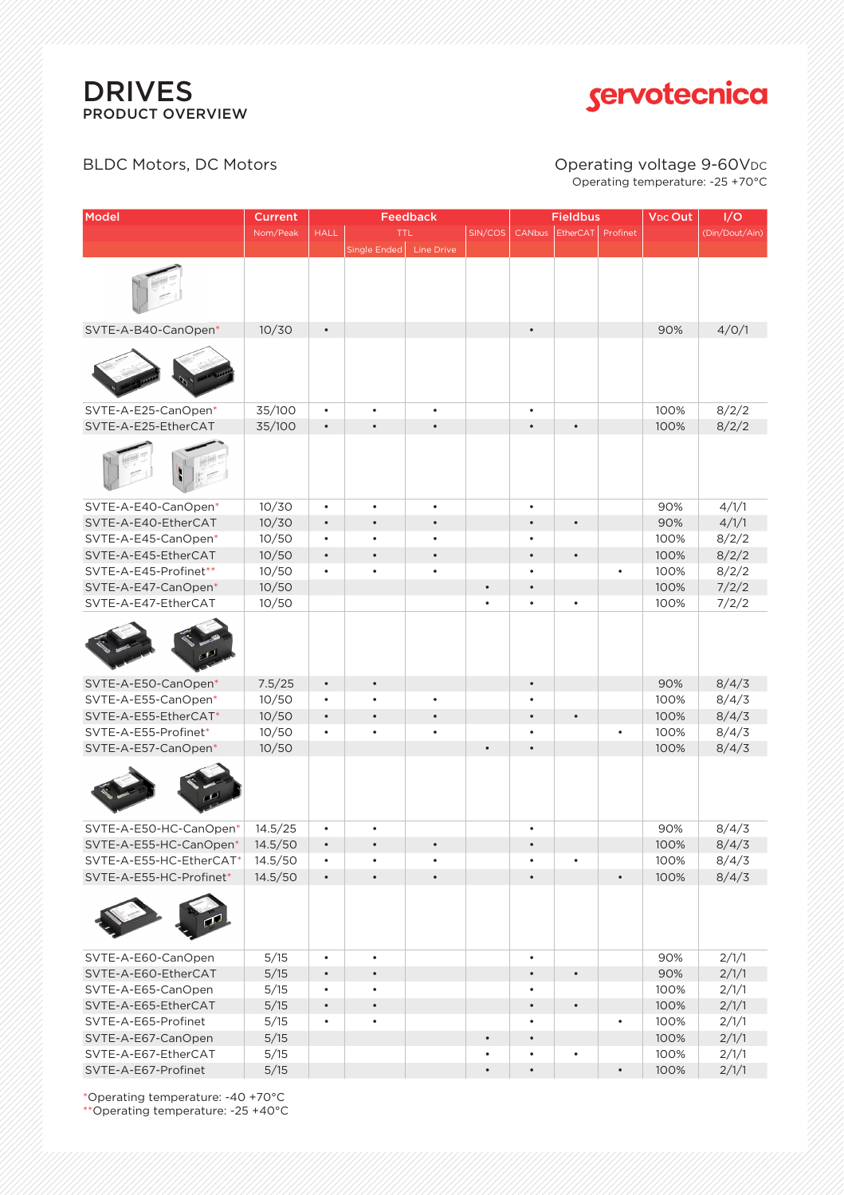# DRIVES
## PRODUCT OVERVIEW

servotecnica

BLDC Motors, DC Motors

Operating voltage 9-60VDC
Operating temperature: -25 +70°C

| Model | Current | Feedback | | | | Fieldbus | | | VDC Out | I/O |
|---|---|---|---|---|---|---|---|---|---|---|
| | Nom/Peak | HALL | TTL | | SIN/COS | CANbus | EtherCAT | Profinet | | (Din/Dout/Ain) |
| | | | Single Ended | Line Drive | | | | | | |
| SVTE-A-B40-CanOpen* | 10/30 | • | | | | • | | | 90% | 4/0/1 |
| SVTE-A-E25-CanOpen* | 35/100 | • | • | • | | • | | | 100% | 8/2/2 |
| SVTE-A-E25-EtherCAT | 35/100 | • | • | • | | • | • | | 100% | 8/2/2 |
| SVTE-A-E40-CanOpen* | 10/30 | • | • | • | | • | | | 90% | 4/1/1 |
| SVTE-A-E40-EtherCAT | 10/30 | • | • | • | | • | • | | 90% | 4/1/1 |
| SVTE-A-E45-CanOpen* | 10/50 | • | • | • | | • | | | 100% | 8/2/2 |
| SVTE-A-E45-EtherCAT | 10/50 | • | • | • | | • | • | | 100% | 8/2/2 |
| SVTE-A-E45-Profinet** | 10/50 | • | • | • | | • | | • | 100% | 8/2/2 |
| SVTE-A-E47-CanOpen* | 10/50 | | | | • | • | | | 100% | 7/2/2 |
| SVTE-A-E47-EtherCAT | 10/50 | | | | • | • | • | | 100% | 7/2/2 |
| SVTE-A-E50-CanOpen* | 7.5/25 | • | • | | | • | | | 90% | 8/4/3 |
| SVTE-A-E55-CanOpen* | 10/50 | • | • | • | | • | | | 100% | 8/4/3 |
| SVTE-A-E55-EtherCAT* | 10/50 | • | • | • | | • | • | | 100% | 8/4/3 |
| SVTE-A-E55-Profinet* | 10/50 | • | • | • | | • | | • | 100% | 8/4/3 |
| SVTE-A-E57-CanOpen* | 10/50 | | | | • | • | | | 100% | 8/4/3 |
| SVTE-A-E50-HC-CanOpen* | 14.5/25 | • | • | | | • | | | 90% | 8/4/3 |
| SVTE-A-E55-HC-CanOpen* | 14.5/50 | • | • | • | | • | | | 100% | 8/4/3 |
| SVTE-A-E55-HC-EtherCAT* | 14.5/50 | • | • | • | | • | • | | 100% | 8/4/3 |
| SVTE-A-E55-HC-Profinet* | 14.5/50 | • | • | • | | • | | • | 100% | 8/4/3 |
| SVTE-A-E60-CanOpen | 5/15 | • | • | | | • | | | 90% | 2/1/1 |
| SVTE-A-E60-EtherCAT | 5/15 | • | • | | | • | • | | 90% | 2/1/1 |
| SVTE-A-E65-CanOpen | 5/15 | • | • | | | • | | | 100% | 2/1/1 |
| SVTE-A-E65-EtherCAT | 5/15 | • | • | | | • | • | | 100% | 2/1/1 |
| SVTE-A-E65-Profinet | 5/15 | • | • | | | • | | • | 100% | 2/1/1 |
| SVTE-A-E67-CanOpen | 5/15 | | | | • | • | | | 100% | 2/1/1 |
| SVTE-A-E67-EtherCAT | 5/15 | | | | • | • | • | | 100% | 2/1/1 |
| SVTE-A-E67-Profinet | 5/15 | | | | • | • | | • | 100% | 2/1/1 |

*Operating temperature: -40 +70°C
**Operating temperature: -25 +40°C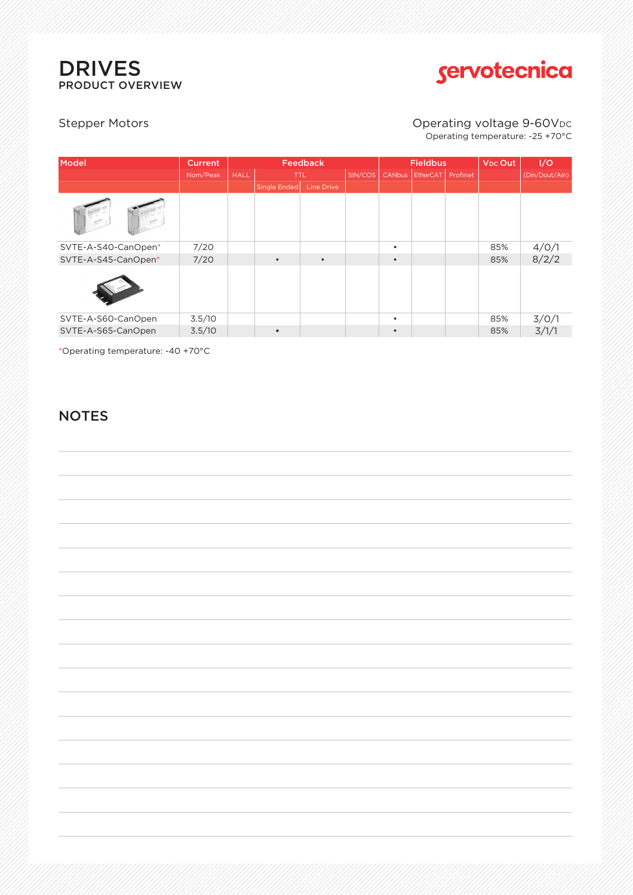# DRIVES
PRODUCT OVERVIEW

servotecnica

Stepper Motors

Operating voltage 9-60$V_{DC}$
Operating temperature: -25 +70°C

| Model | Current | Feedback | | | | Fieldbus | | | $V_{DC}$ Out | I/O |
|---|---|---|---|---|---|---|---|---|---|---|
| | Nom/Peak | HALL | TTL | | SIN/COS | CANbus | EtherCAT | Profinet | | (Din/Dout/Ain) |
| | | | Single Ended | Line Drive | | | | | | |
| SVTE-A-S40-CanOpen* | 7/20 | | | | | • | | | 85% | 4/0/1 |
| SVTE-A-S45-CanOpen* | 7/20 | | • | • | | • | | | 85% | 8/2/2 |
| SVTE-A-S60-CanOpen | 3.5/10 | | | | | • | | | 85% | 3/0/1 |
| SVTE-A-S65-CanOpen | 3.5/10 | | • | | | • | | | 85% | 3/1/1 |

*Operating temperature: -40 +70°C

## NOTES